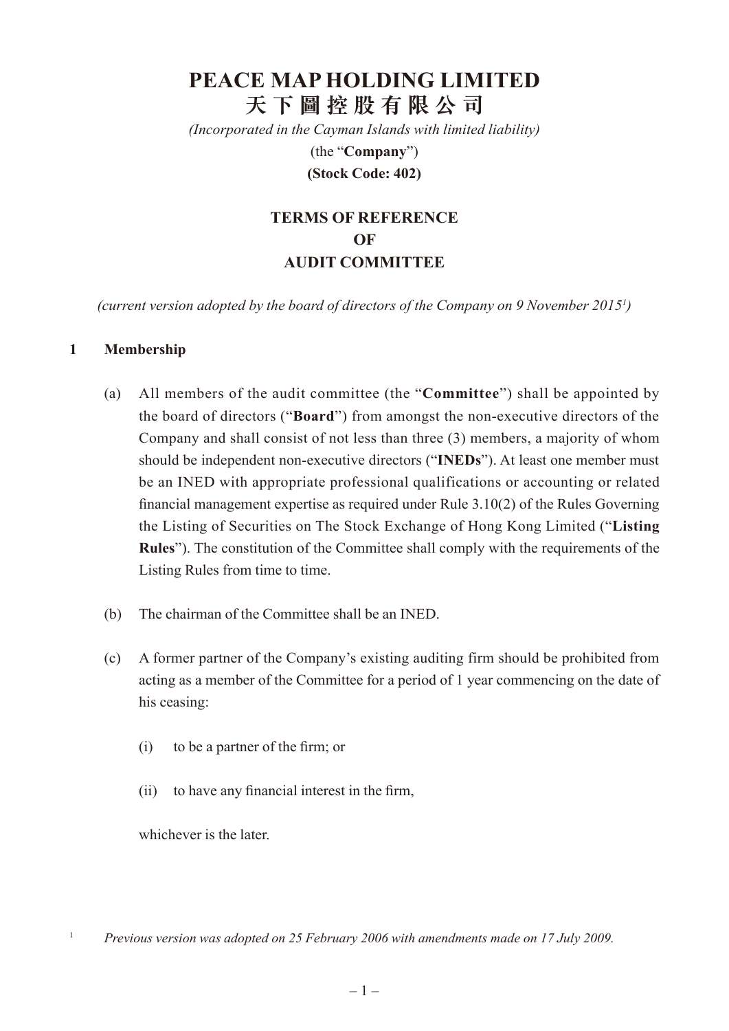# PEACE MAP HOLDING LIMITED
# 天下圖控股有限公司

*(Incorporated in the Cayman Islands with limited liability)*

(the "**Company**")

**(Stock Code: 402)**

## TERMS OF REFERENCE OF AUDIT COMMITTEE

*(current version adopted by the board of directors of the Company on 9 November 2015[1])*

### 1 Membership

(a) All members of the audit committee (the "**Committee**") shall be appointed by the board of directors ("**Board**") from amongst the non-executive directors of the Company and shall consist of not less than three (3) members, a majority of whom should be independent non-executive directors ("**INEDs**"). At least one member must be an INED with appropriate professional qualifications or accounting or related financial management expertise as required under Rule 3.10(2) of the Rules Governing the Listing of Securities on The Stock Exchange of Hong Kong Limited ("**Listing Rules**"). The constitution of the Committee shall comply with the requirements of the Listing Rules from time to time.

(b) The chairman of the Committee shall be an INED.

(c) A former partner of the Company's existing auditing firm should be prohibited from acting as a member of the Committee for a period of 1 year commencing on the date of his ceasing:

(i) to be a partner of the firm; or

(ii) to have any financial interest in the firm,

whichever is the later.

[1] *Previous version was adopted on 25 February 2006 with amendments made on 17 July 2009.*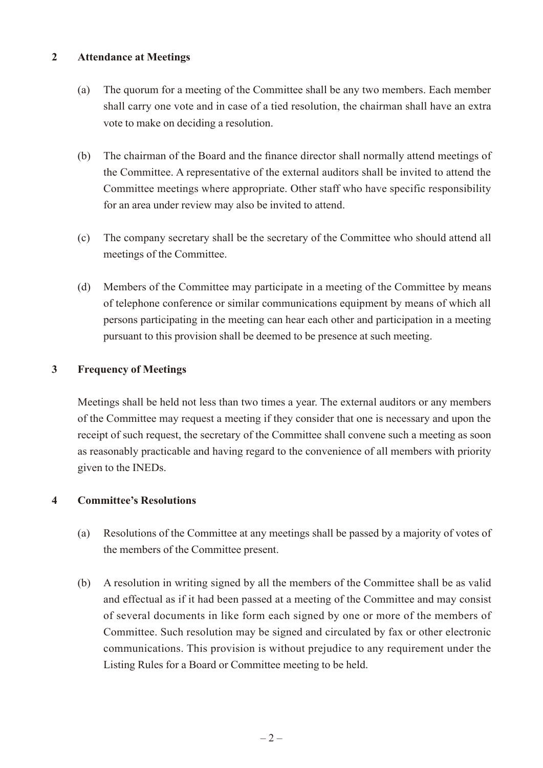## 2 Attendance at Meetings

(a) The quorum for a meeting of the Committee shall be any two members. Each member shall carry one vote and in case of a tied resolution, the chairman shall have an extra vote to make on deciding a resolution.

(b) The chairman of the Board and the finance director shall normally attend meetings of the Committee. A representative of the external auditors shall be invited to attend the Committee meetings where appropriate. Other staff who have specific responsibility for an area under review may also be invited to attend.

(c) The company secretary shall be the secretary of the Committee who should attend all meetings of the Committee.

(d) Members of the Committee may participate in a meeting of the Committee by means of telephone conference or similar communications equipment by means of which all persons participating in the meeting can hear each other and participation in a meeting pursuant to this provision shall be deemed to be presence at such meeting.

## 3 Frequency of Meetings

Meetings shall be held not less than two times a year. The external auditors or any members of the Committee may request a meeting if they consider that one is necessary and upon the receipt of such request, the secretary of the Committee shall convene such a meeting as soon as reasonably practicable and having regard to the convenience of all members with priority given to the INEDs.

## 4 Committee's Resolutions

(a) Resolutions of the Committee at any meetings shall be passed by a majority of votes of the members of the Committee present.

(b) A resolution in writing signed by all the members of the Committee shall be as valid and effectual as if it had been passed at a meeting of the Committee and may consist of several documents in like form each signed by one or more of the members of Committee. Such resolution may be signed and circulated by fax or other electronic communications. This provision is without prejudice to any requirement under the Listing Rules for a Board or Committee meeting to be held.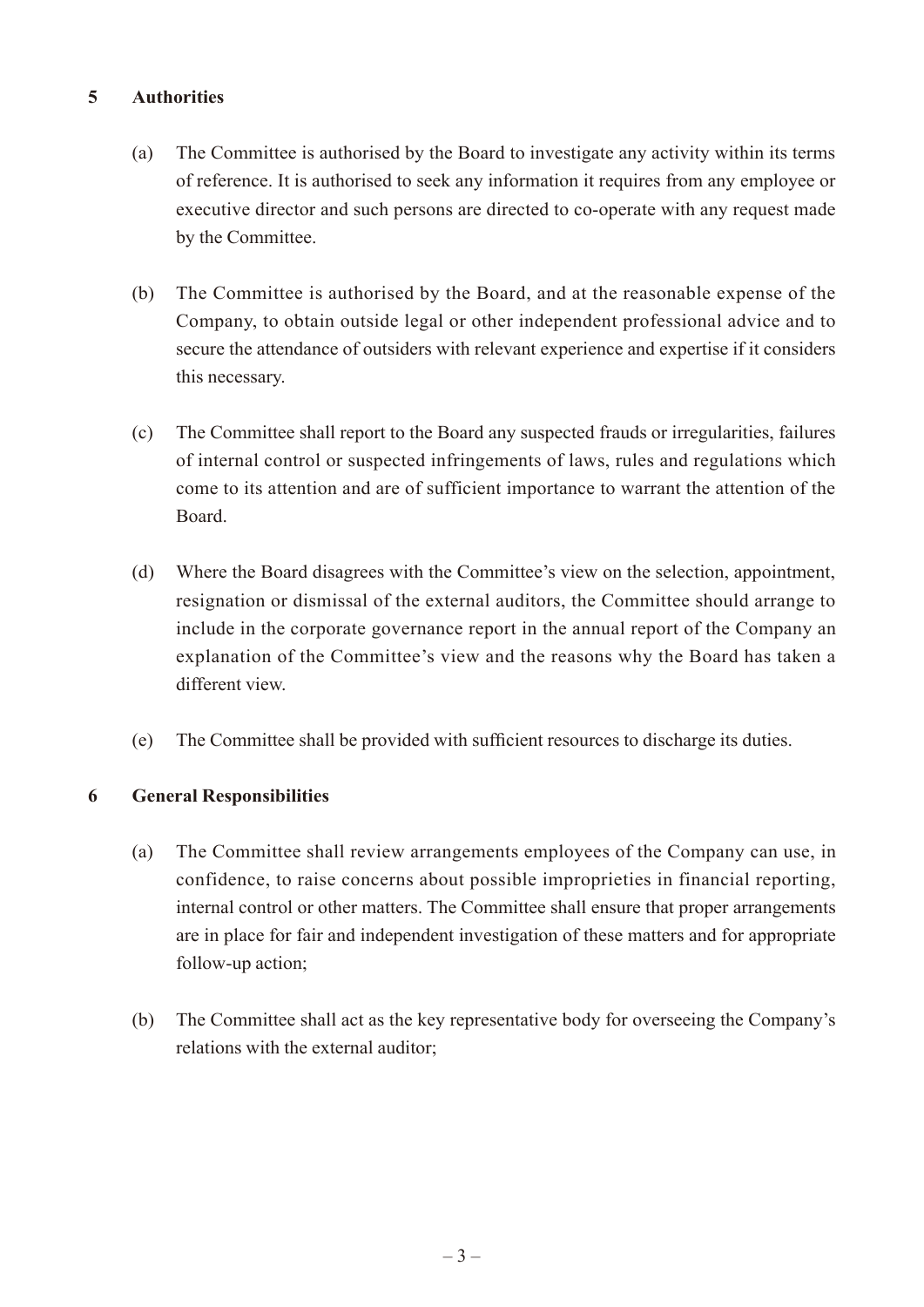## 5 Authorities

(a) The Committee is authorised by the Board to investigate any activity within its terms of reference. It is authorised to seek any information it requires from any employee or executive director and such persons are directed to co-operate with any request made by the Committee.

(b) The Committee is authorised by the Board, and at the reasonable expense of the Company, to obtain outside legal or other independent professional advice and to secure the attendance of outsiders with relevant experience and expertise if it considers this necessary.

(c) The Committee shall report to the Board any suspected frauds or irregularities, failures of internal control or suspected infringements of laws, rules and regulations which come to its attention and are of sufficient importance to warrant the attention of the Board.

(d) Where the Board disagrees with the Committee's view on the selection, appointment, resignation or dismissal of the external auditors, the Committee should arrange to include in the corporate governance report in the annual report of the Company an explanation of the Committee's view and the reasons why the Board has taken a different view.

(e) The Committee shall be provided with sufficient resources to discharge its duties.

## 6 General Responsibilities

(a) The Committee shall review arrangements employees of the Company can use, in confidence, to raise concerns about possible improprieties in financial reporting, internal control or other matters. The Committee shall ensure that proper arrangements are in place for fair and independent investigation of these matters and for appropriate follow-up action;

(b) The Committee shall act as the key representative body for overseeing the Company's relations with the external auditor;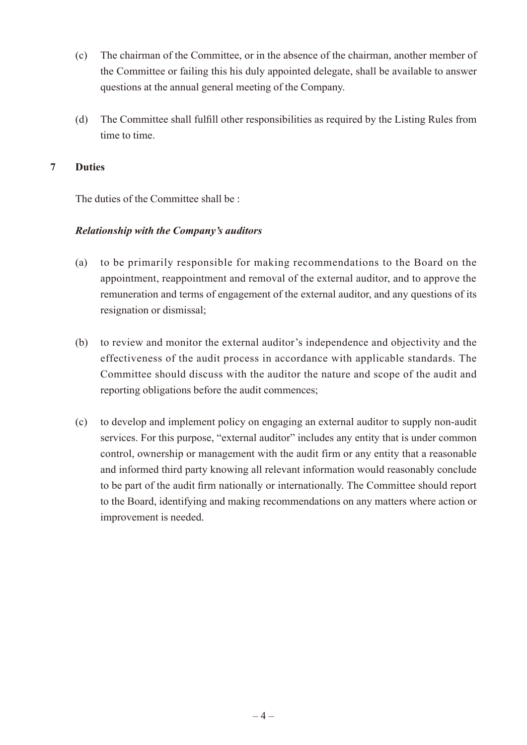(c) The chairman of the Committee, or in the absence of the chairman, another member of the Committee or failing this his duly appointed delegate, shall be available to answer questions at the annual general meeting of the Company.

(d) The Committee shall fulfill other responsibilities as required by the Listing Rules from time to time.

## 7 Duties

The duties of the Committee shall be :

***Relationship with the Company's auditors***

(a) to be primarily responsible for making recommendations to the Board on the appointment, reappointment and removal of the external auditor, and to approve the remuneration and terms of engagement of the external auditor, and any questions of its resignation or dismissal;

(b) to review and monitor the external auditor's independence and objectivity and the effectiveness of the audit process in accordance with applicable standards. The Committee should discuss with the auditor the nature and scope of the audit and reporting obligations before the audit commences;

(c) to develop and implement policy on engaging an external auditor to supply non-audit services. For this purpose, "external auditor" includes any entity that is under common control, ownership or management with the audit firm or any entity that a reasonable and informed third party knowing all relevant information would reasonably conclude to be part of the audit firm nationally or internationally. The Committee should report to the Board, identifying and making recommendations on any matters where action or improvement is needed.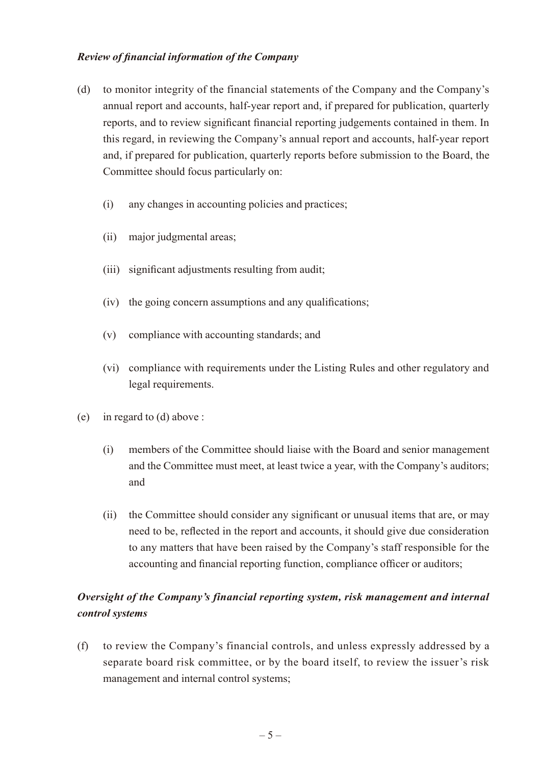***Review of financial information of the Company***

(d) to monitor integrity of the financial statements of the Company and the Company's annual report and accounts, half-year report and, if prepared for publication, quarterly reports, and to review significant financial reporting judgements contained in them. In this regard, in reviewing the Company's annual report and accounts, half-year report and, if prepared for publication, quarterly reports before submission to the Board, the Committee should focus particularly on:

   (i) any changes in accounting policies and practices;

   (ii) major judgmental areas;

   (iii) significant adjustments resulting from audit;

   (iv) the going concern assumptions and any qualifications;

   (v) compliance with accounting standards; and

   (vi) compliance with requirements under the Listing Rules and other regulatory and legal requirements.

(e) in regard to (d) above :

   (i) members of the Committee should liaise with the Board and senior management and the Committee must meet, at least twice a year, with the Company's auditors; and

   (ii) the Committee should consider any significant or unusual items that are, or may need to be, reflected in the report and accounts, it should give due consideration to any matters that have been raised by the Company's staff responsible for the accounting and financial reporting function, compliance officer or auditors;

***Oversight of the Company's financial reporting system, risk management and internal control systems***

(f) to review the Company's financial controls, and unless expressly addressed by a separate board risk committee, or by the board itself, to review the issuer's risk management and internal control systems;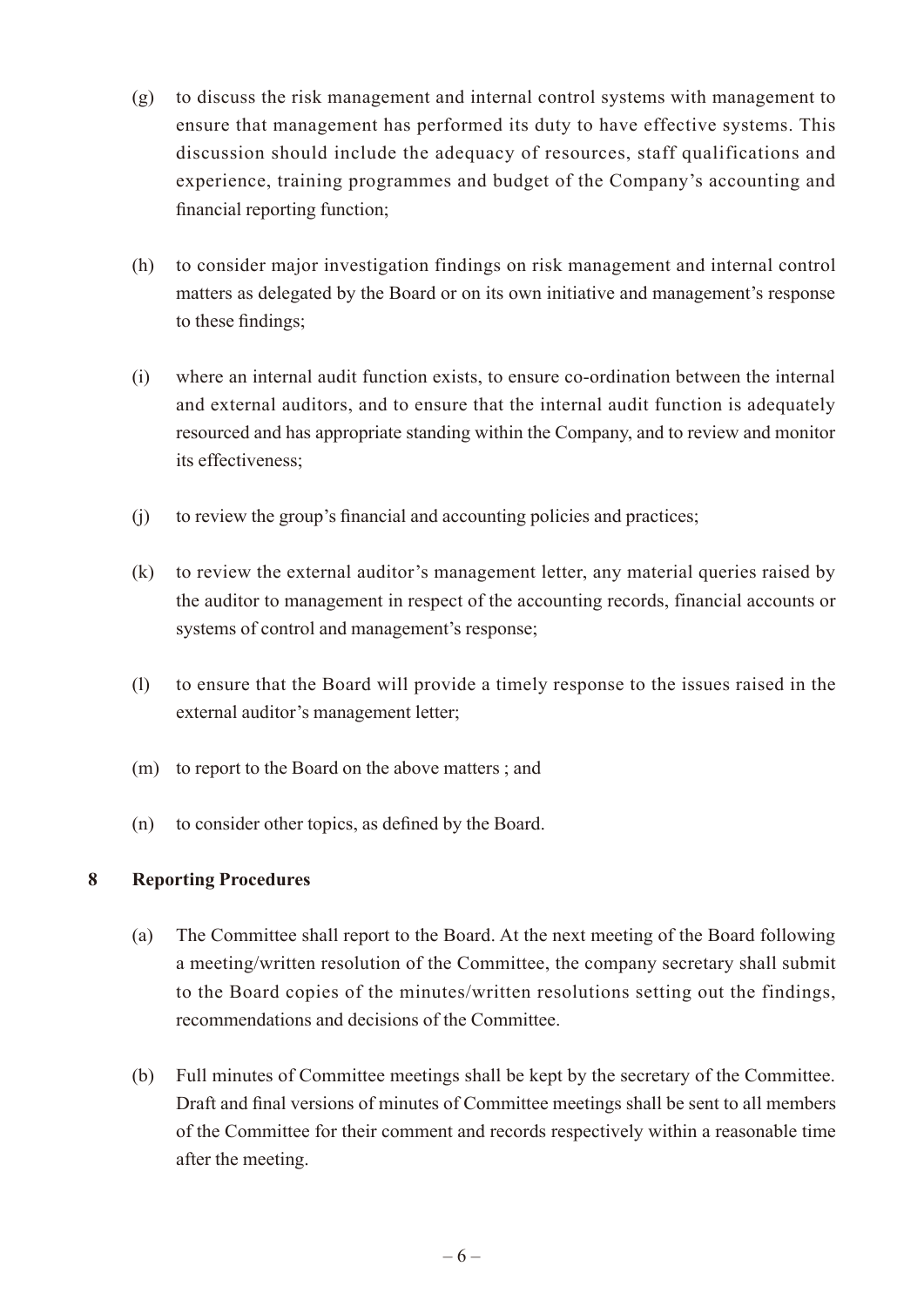(g) to discuss the risk management and internal control systems with management to ensure that management has performed its duty to have effective systems. This discussion should include the adequacy of resources, staff qualifications and experience, training programmes and budget of the Company's accounting and financial reporting function;

(h) to consider major investigation findings on risk management and internal control matters as delegated by the Board or on its own initiative and management's response to these findings;

(i) where an internal audit function exists, to ensure co-ordination between the internal and external auditors, and to ensure that the internal audit function is adequately resourced and has appropriate standing within the Company, and to review and monitor its effectiveness;

(j) to review the group's financial and accounting policies and practices;

(k) to review the external auditor's management letter, any material queries raised by the auditor to management in respect of the accounting records, financial accounts or systems of control and management's response;

(l) to ensure that the Board will provide a timely response to the issues raised in the external auditor's management letter;

(m) to report to the Board on the above matters ; and

(n) to consider other topics, as defined by the Board.

## 8 Reporting Procedures

(a) The Committee shall report to the Board. At the next meeting of the Board following a meeting/written resolution of the Committee, the company secretary shall submit to the Board copies of the minutes/written resolutions setting out the findings, recommendations and decisions of the Committee.

(b) Full minutes of Committee meetings shall be kept by the secretary of the Committee. Draft and final versions of minutes of Committee meetings shall be sent to all members of the Committee for their comment and records respectively within a reasonable time after the meeting.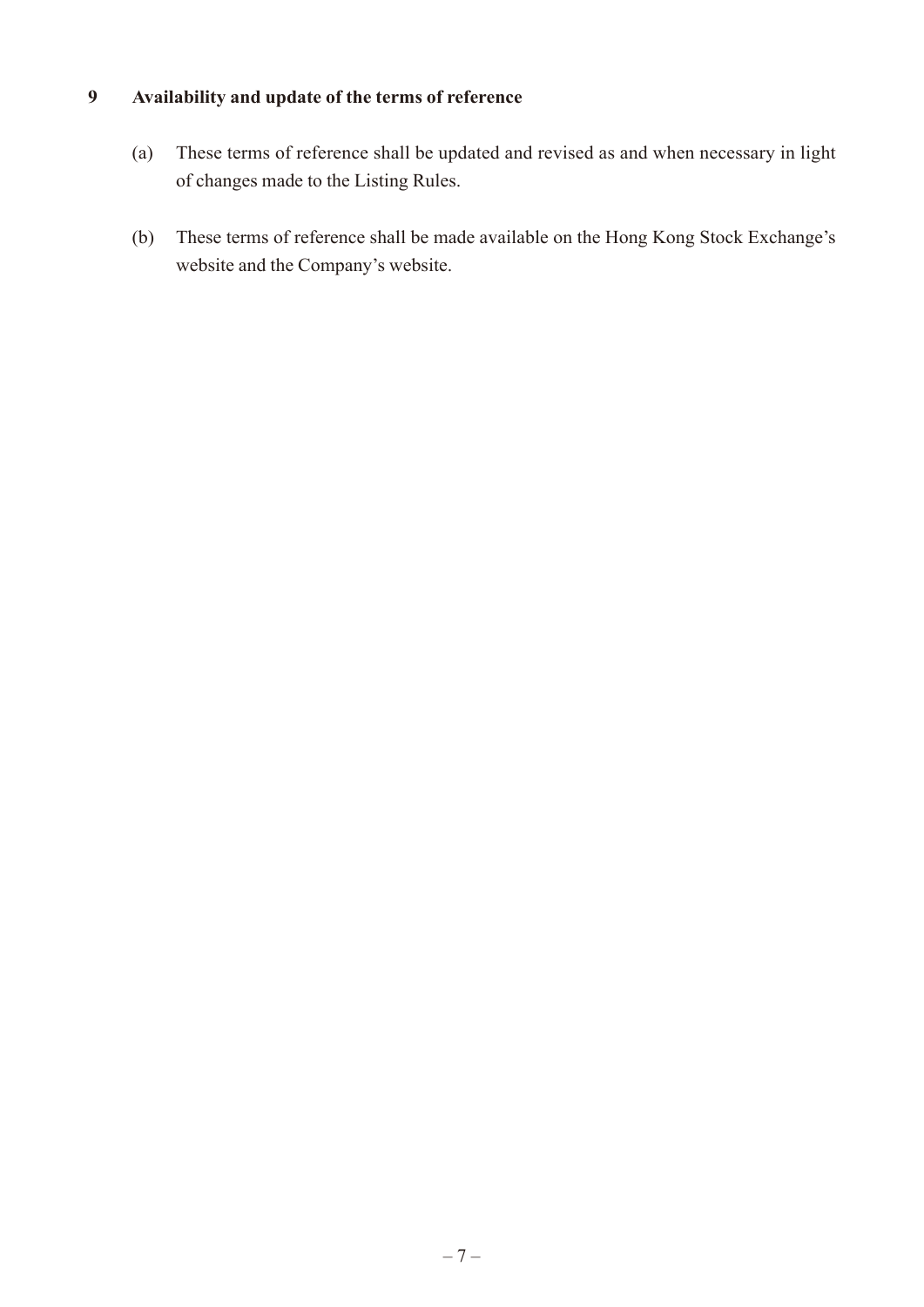## 9 Availability and update of the terms of reference

(a) These terms of reference shall be updated and revised as and when necessary in light of changes made to the Listing Rules.

(b) These terms of reference shall be made available on the Hong Kong Stock Exchange's website and the Company's website.